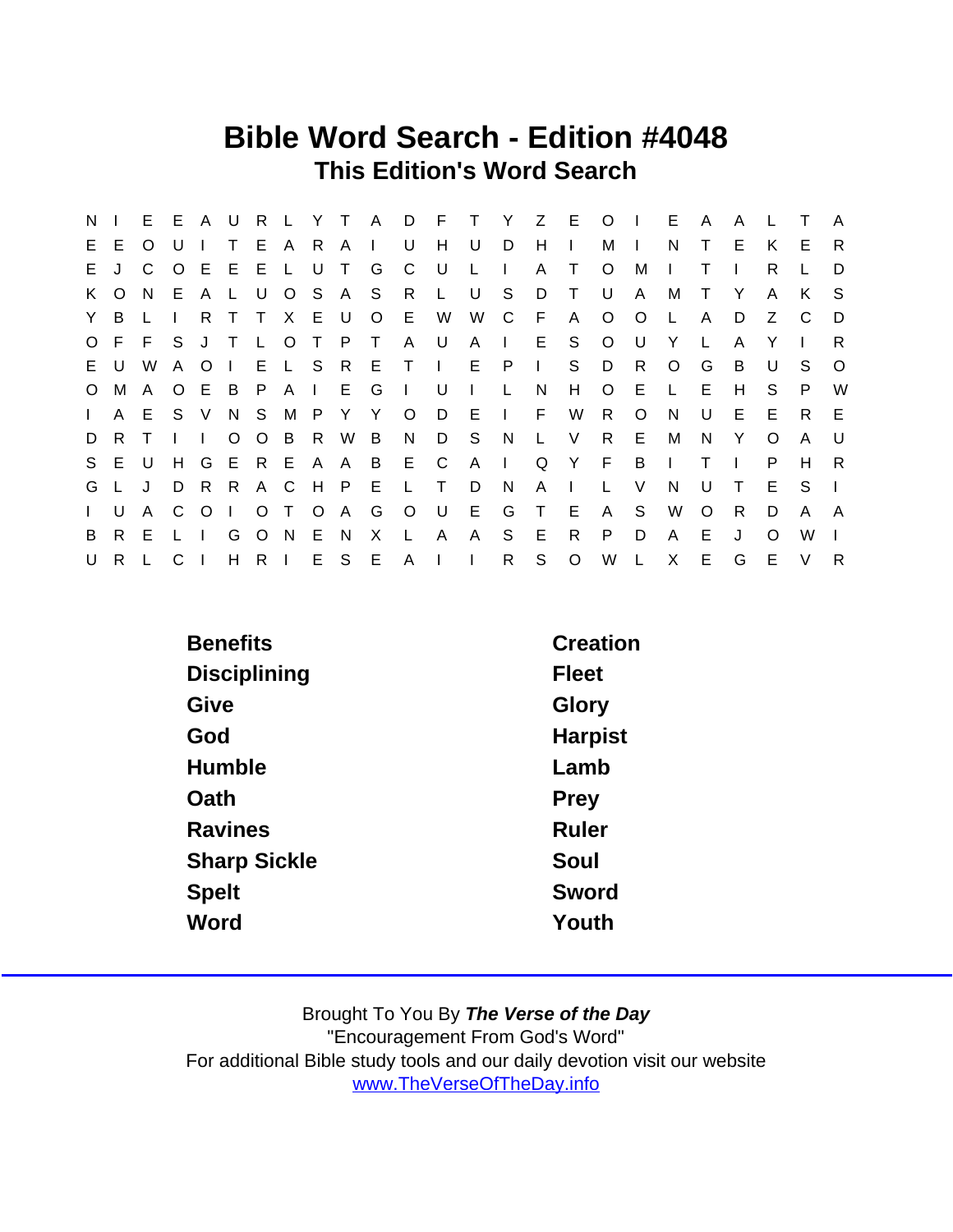# Bible Word Search - Edition #4048

## This Edition's Word Search

```
N I E E A U R L Y T A D F T Y Z E O I E A A L T A
E E O U I T E A R A I U H U D H I M I N T E K E R
E J C O E E E L U T G C U L I A T O M I T I R L D
K O N E A L U O S A S R L U S D T U A M T Y A K S
Y B L I R T T X E U O E W W C F A O O L A D Z C D
O F F S J T L O T P T A U A I E S O U Y L A Y I R
E U W A O I E L S R E T I E P I S D R O G B U S O
O M A O E B P A I E G I U I L N H O E L E H S P W
I A E S V N S M P Y Y O D E I F W R O N U E E R E
D R T I I O O B R W B N D S N L V R E M N Y O A U
S E U H G E R E A A B E C A I Q Y F B I T I P H R
G L J D R R A C H P E L T D N A I L V N U T E S I
I U A C O I O T O A G O U E G T E A S W O R D A A
B R E L I G O N E N X L A A S E R P D A E J O W I
U R L C I H R I E S E A I I R S O W L X E G E V R
```

| | |
|---|---|
| Benefits | Creation |
| Disciplining | Fleet |
| Give | Glory |
| God | Harpist |
| Humble | Lamb |
| Oath | Prey |
| Ravines | Ruler |
| Sharp Sickle | Soul |
| Spelt | Sword |
| Word | Youth |

Brought To You By ***The Verse of the Day***
"Encouragement From God's Word"
For additional Bible study tools and our daily devotion visit our website
www.TheVerseOfTheDay.info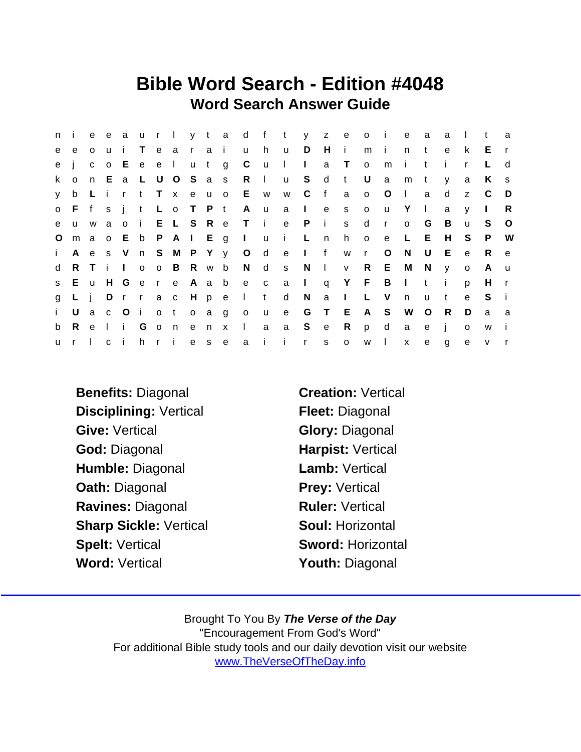# Bible Word Search - Edition #4048

## Word Search Answer Guide

```
n i e e a u r l y t a d f t y z e o i e a a l t a
e e o u i T e a r a i u h u D H i m i n t e k E r
e j c o E e e l u t g C u l I a T o m i t i r L d
k o n E a L U O S a s R l u S d t U a m t y a K s
y b L i r t T x e u o E w w C f a o O l a d z C D
o F f s j t L o T P t A u a I e s o u Y l a y I R
e u w a o i E L S R e T i e P i s d r o G B u S O
O m a o E b P A I E g I u i L n h o e L E H S P W
i A e s V n S M P Y y O d e I f w r O N U E e R e
d R T i I o o B R w b N d s N l v R E M N y o A u
s E u H G e r e A a b e c a I q Y F B I t i p H r
g L j D r r a c H p e l t d N a I L V n u t e S i
i U a c O i o t o a g o u e G T E A S W O R D a a
b R e l i G o n e n x l a a S e R p d a e j o w i
u r l c i h r i e s e a i i r s o w l x e g e v r
```

**Benefits:** Diagonal
**Creation:** Vertical
**Disciplining:** Vertical
**Fleet:** Diagonal
**Give:** Vertical
**Glory:** Diagonal
**God:** Diagonal
**Harpist:** Vertical
**Humble:** Diagonal
**Lamb:** Vertical
**Oath:** Diagonal
**Prey:** Vertical
**Ravines:** Diagonal
**Ruler:** Vertical
**Sharp Sickle:** Vertical
**Soul:** Horizontal
**Spelt:** Vertical
**Sword:** Horizontal
**Word:** Vertical
**Youth:** Diagonal

Brought To You By ***The Verse of the Day***
"Encouragement From God's Word"
For additional Bible study tools and our daily devotion visit our website
www.TheVerseOfTheDay.info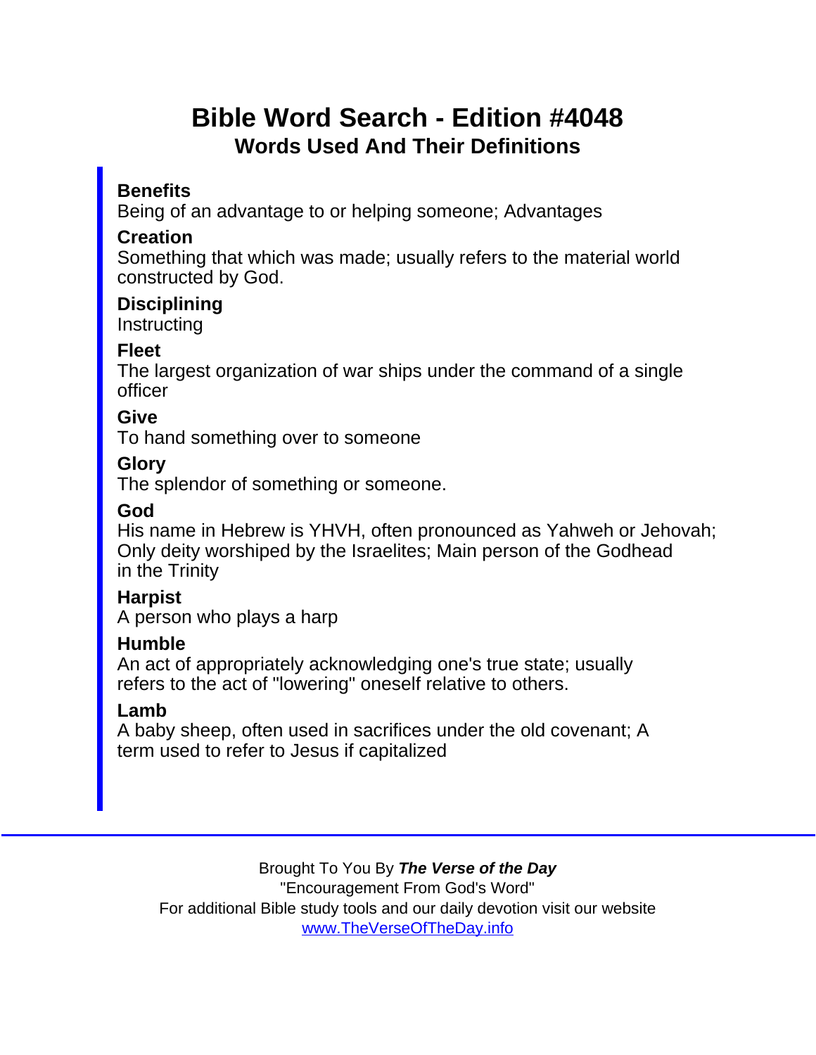# Bible Word Search - Edition #4048

## Words Used And Their Definitions

**Benefits**
Being of an advantage to or helping someone; Advantages

**Creation**
Something that which was made; usually refers to the material world constructed by God.

**Disciplining**
Instructing

**Fleet**
The largest organization of war ships under the command of a single officer

**Give**
To hand something over to someone

**Glory**
The splendor of something or someone.

**God**
His name in Hebrew is YHVH, often pronounced as Yahweh or Jehovah; Only deity worshiped by the Israelites; Main person of the Godhead in the Trinity

**Harpist**
A person who plays a harp

**Humble**
An act of appropriately acknowledging one's true state; usually refers to the act of "lowering" oneself relative to others.

**Lamb**
A baby sheep, often used in sacrifices under the old covenant; A term used to refer to Jesus if capitalized

---

Brought To You By ***The Verse of the Day***
"Encouragement From God's Word"
For additional Bible study tools and our daily devotion visit our website
www.TheVerseOfTheDay.info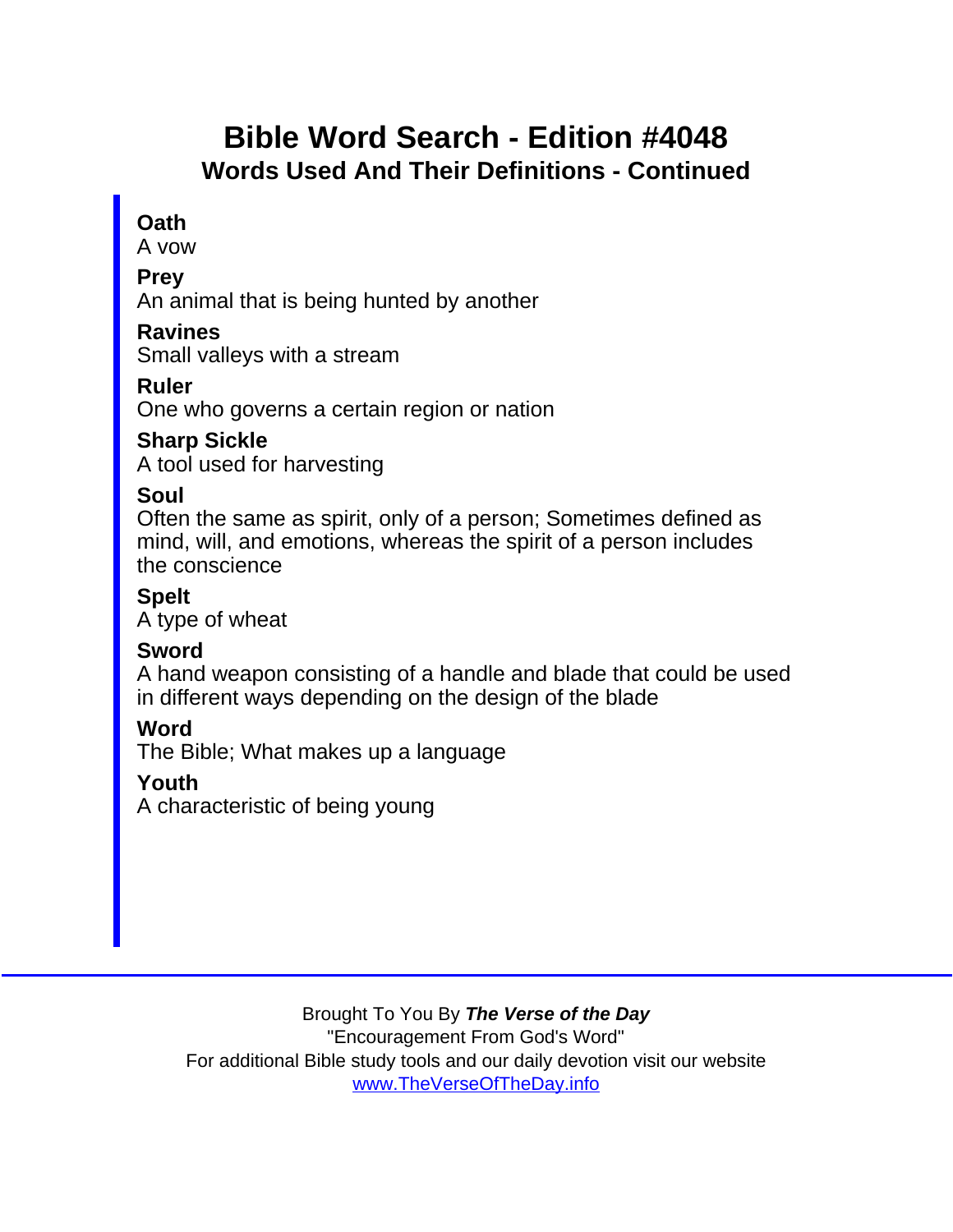# Bible Word Search - Edition #4048

## Words Used And Their Definitions - Continued

**Oath**
A vow

**Prey**
An animal that is being hunted by another

**Ravines**
Small valleys with a stream

**Ruler**
One who governs a certain region or nation

**Sharp Sickle**
A tool used for harvesting

**Soul**
Often the same as spirit, only of a person; Sometimes defined as mind, will, and emotions, whereas the spirit of a person includes the conscience

**Spelt**
A type of wheat

**Sword**
A hand weapon consisting of a handle and blade that could be used in different ways depending on the design of the blade

**Word**
The Bible; What makes up a language

**Youth**
A characteristic of being young

---

Brought To You By ***The Verse of the Day***
"Encouragement From God's Word"
For additional Bible study tools and our daily devotion visit our website
www.TheVerseOfTheDay.info